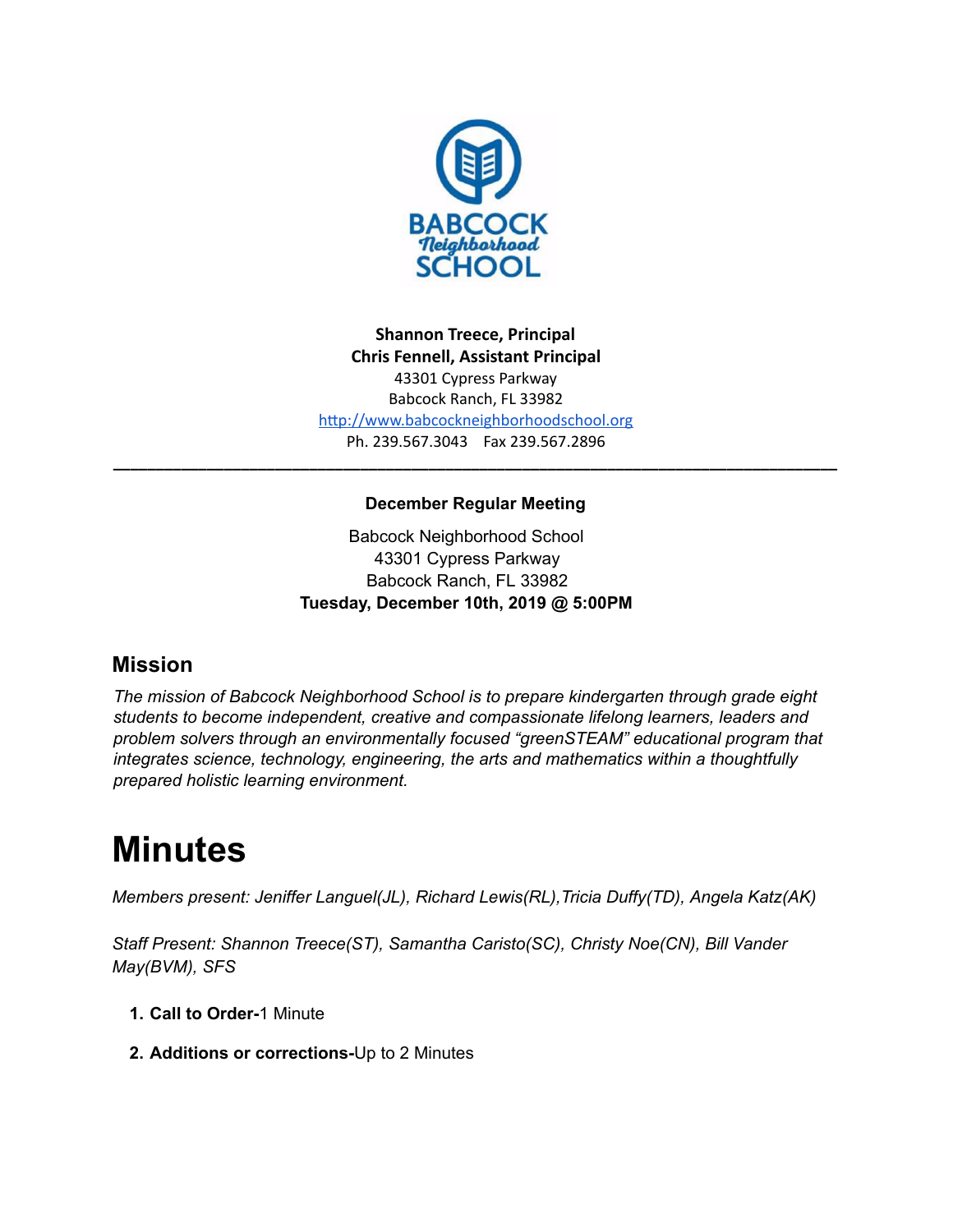**Shannon Treece, Principal**
**Chris Fennell, Assistant Principal**
43301 Cypress Parkway
Babcock Ranch, FL 33982
http://www.babcockneighborhoodschool.org
Ph. 239.567.3043 Fax 239.567.2896

---

**December Regular Meeting**

Babcock Neighborhood School
43301 Cypress Parkway
Babcock Ranch, FL 33982
**Tuesday, December 10th, 2019 @ 5:00PM**

## Mission

*The mission of Babcock Neighborhood School is to prepare kindergarten through grade eight students to become independent, creative and compassionate lifelong learners, leaders and problem solvers through an environmentally focused "greenSTEAM" educational program that integrates science, technology, engineering, the arts and mathematics within a thoughtfully prepared holistic learning environment.*

# Minutes

*Members present: Jeniffer Languel(JL), Richard Lewis(RL),Tricia Duffy(TD), Angela Katz(AK)*

*Staff Present: Shannon Treece(ST), Samantha Caristo(SC), Christy Noe(CN), Bill Vander May(BVM), SFS*

1. **Call to Order-**1 Minute
2. **Additions or corrections-**Up to 2 Minutes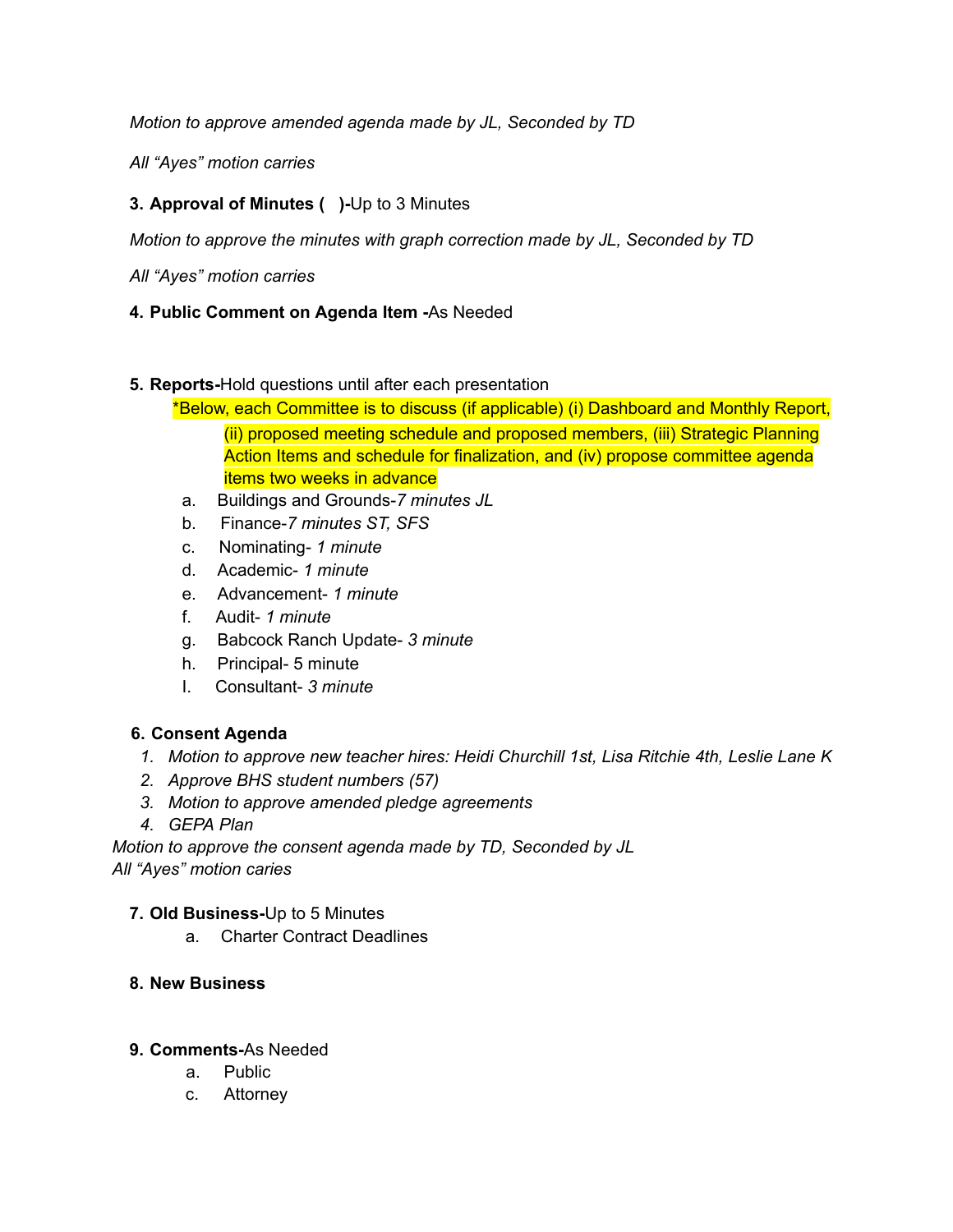*Motion to approve amended agenda made by JL, Seconded by TD*

*All "Ayes" motion carries*

**3. Approval of Minutes (   )-**Up to 3 Minutes

*Motion to approve the minutes with graph correction made by JL, Seconded by TD*

*All "Ayes" motion carries*

**4. Public Comment on Agenda Item -**As Needed

**5. Reports-**Hold questions until after each presentation

*Below, each Committee is to discuss (if applicable) (i) Dashboard and Monthly Report, (ii) proposed meeting schedule and proposed members, (iii) Strategic Planning Action Items and schedule for finalization, and (iv) propose committee agenda items two weeks in advance

a. Buildings and Grounds-*7 minutes JL*
b. Finance-*7 minutes ST, SFS*
c. Nominating- *1 minute*
d. Academic- *1 minute*
e. Advancement- *1 minute*
f. Audit- *1 minute*
g. Babcock Ranch Update- *3 minute*
h. Principal- 5 minute
I. Consultant- *3 minute*

**6. Consent Agenda**

1. *Motion to approve new teacher hires: Heidi Churchill 1st, Lisa Ritchie 4th, Leslie Lane K*
2. *Approve BHS student numbers (57)*
3. *Motion to approve amended pledge agreements*
4. *GEPA Plan*

*Motion to approve the consent agenda made by TD, Seconded by JL*
*All "Ayes" motion caries*

**7. Old Business-**Up to 5 Minutes

a. Charter Contract Deadlines

**8. New Business**

**9. Comments-**As Needed

a. Public
c. Attorney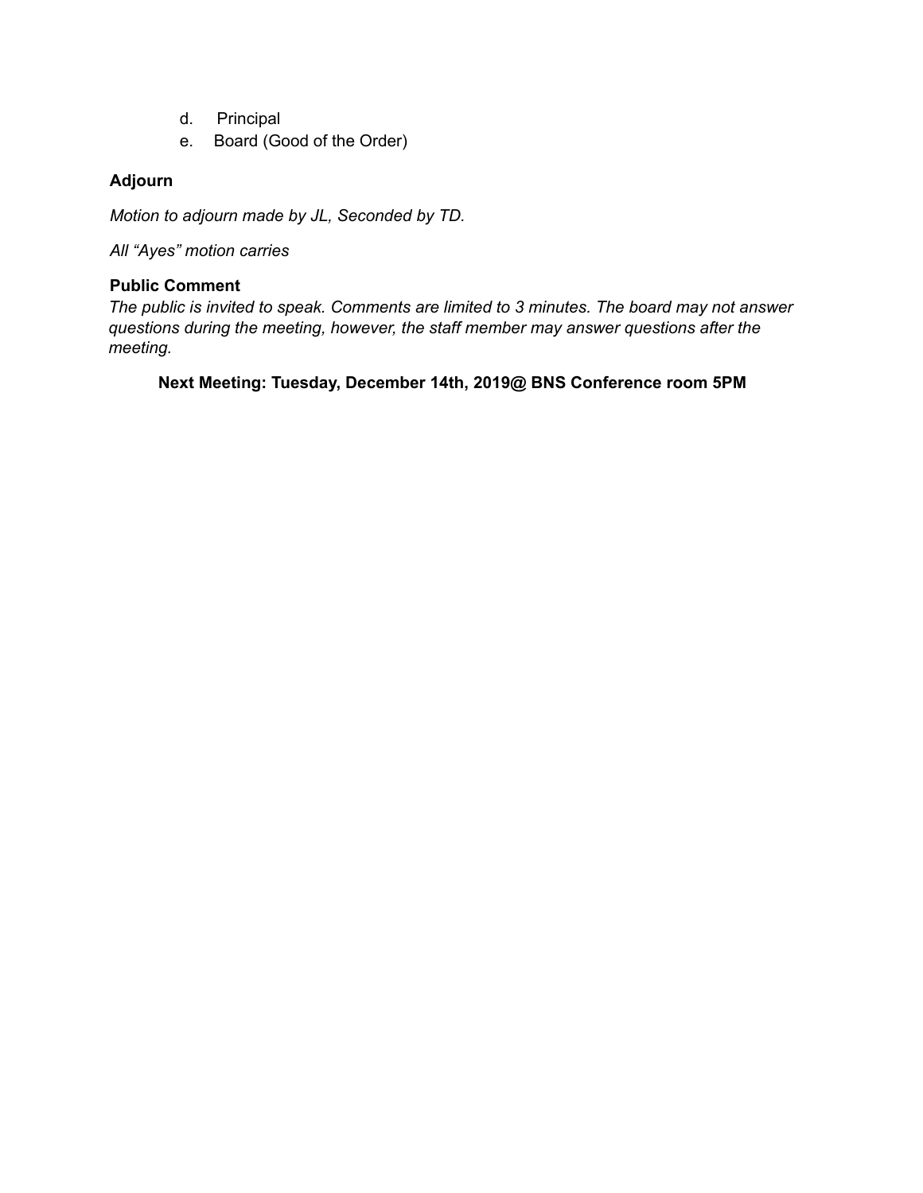d. Principal
e. Board (Good of the Order)

**Adjourn**

*Motion to adjourn made by JL, Seconded by TD.*

*All "Ayes" motion carries*

**Public Comment**

*The public is invited to speak. Comments are limited to 3 minutes. The board may not answer questions during the meeting, however, the staff member may answer questions after the meeting.*

**Next Meeting: Tuesday, December 14th, 2019@ BNS Conference room 5PM**